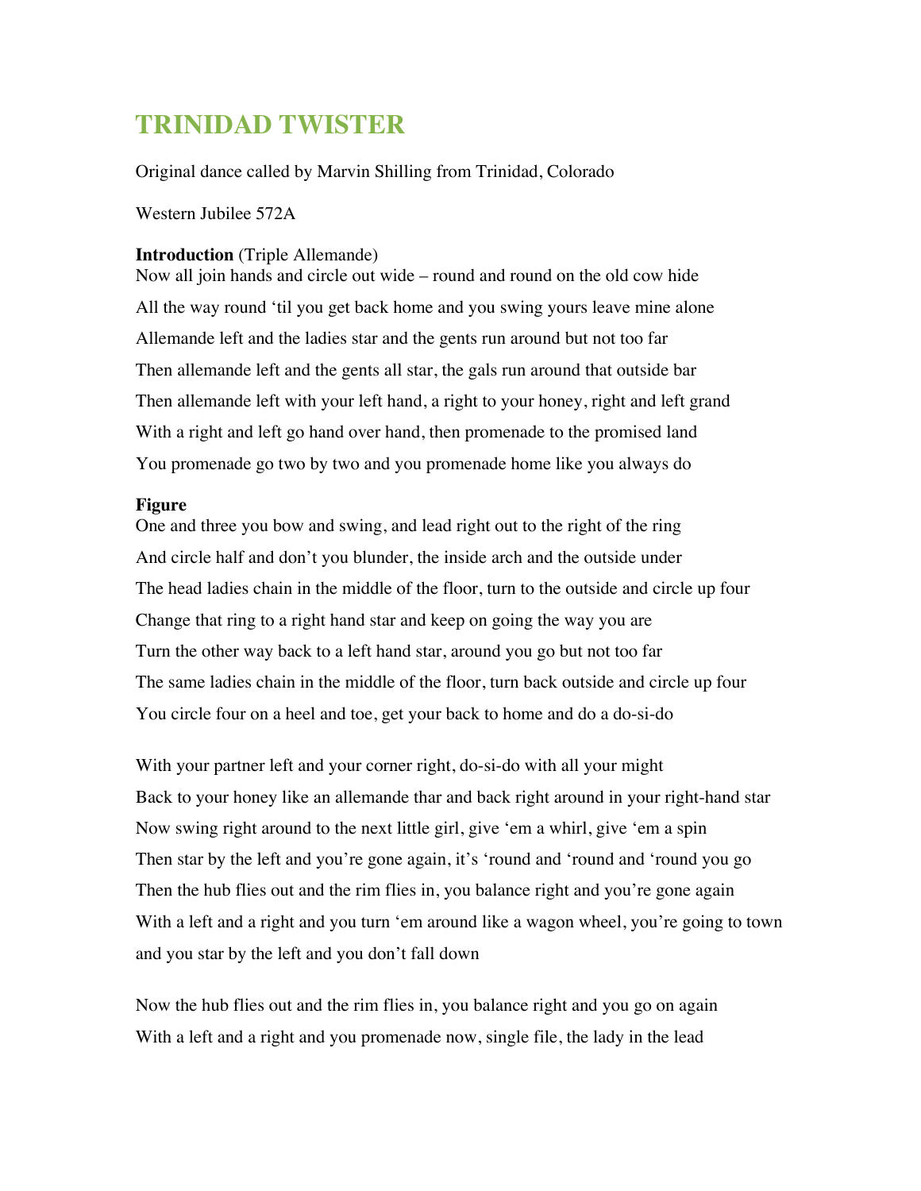# TRINIDAD TWISTER

Original dance called by Marvin Shilling from Trinidad, Colorado

Western Jubilee 572A

**Introduction** (Triple Allemande)

Now all join hands and circle out wide – round and round on the old cow hide

All the way round 'til you get back home and you swing yours leave mine alone

Allemande left and the ladies star and the gents run around but not too far

Then allemande left and the gents all star, the gals run around that outside bar

Then allemande left with your left hand, a right to your honey, right and left grand

With a right and left go hand over hand, then promenade to the promised land

You promenade go two by two and you promenade home like you always do

**Figure**

One and three you bow and swing, and lead right out to the right of the ring

And circle half and don't you blunder, the inside arch and the outside under

The head ladies chain in the middle of the floor, turn to the outside and circle up four

Change that ring to a right hand star and keep on going the way you are

Turn the other way back to a left hand star, around you go but not too far

The same ladies chain in the middle of the floor, turn back outside and circle up four

You circle four on a heel and toe, get your back to home and do a do-si-do

With your partner left and your corner right, do-si-do with all your might

Back to your honey like an allemande thar and back right around in your right-hand star

Now swing right around to the next little girl, give 'em a whirl, give 'em a spin

Then star by the left and you're gone again, it's 'round and 'round and 'round you go

Then the hub flies out and the rim flies in, you balance right and you're gone again

With a left and a right and you turn 'em around like a wagon wheel, you're going to town and you star by the left and you don't fall down

Now the hub flies out and the rim flies in, you balance right and you go on again

With a left and a right and you promenade now, single file, the lady in the lead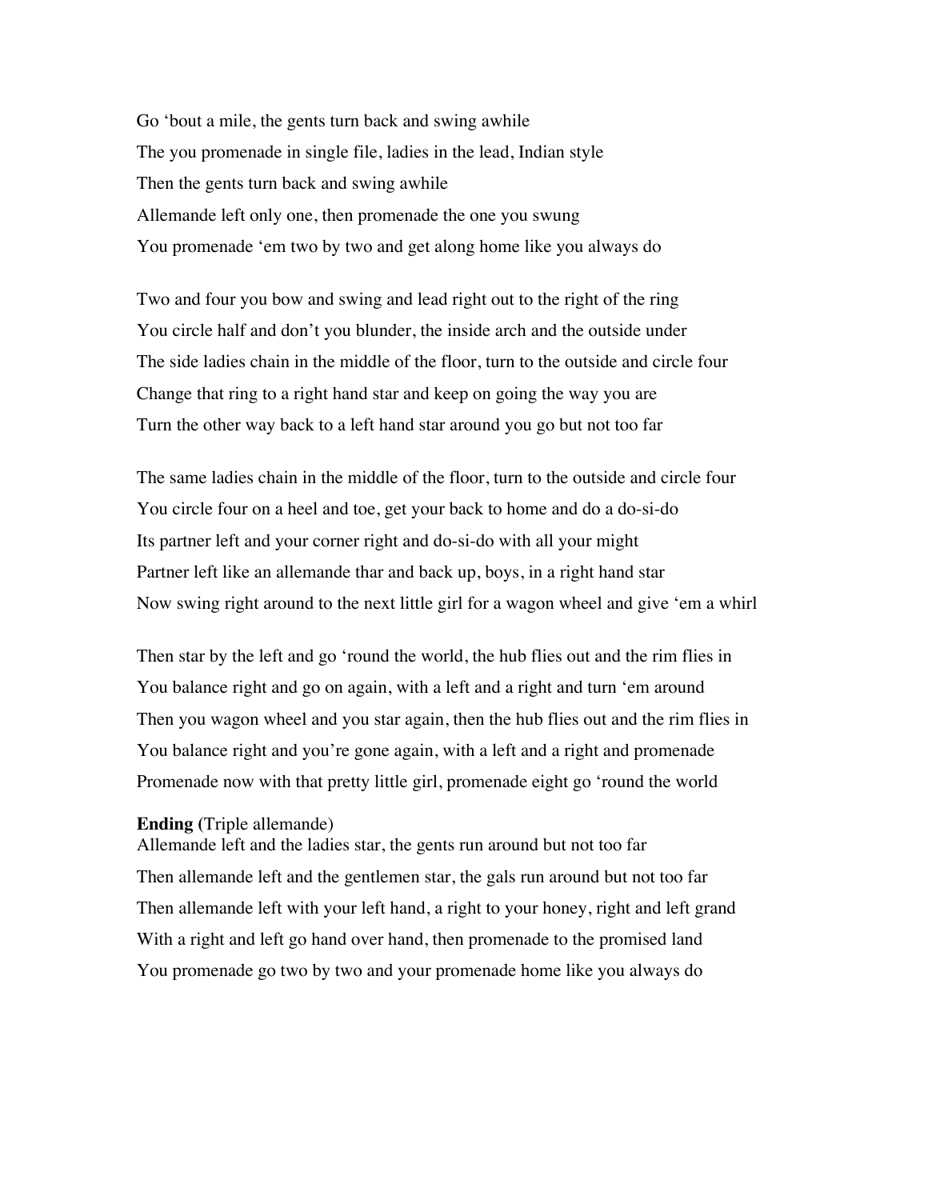Go 'bout a mile, the gents turn back and swing awhile
The you promenade in single file, ladies in the lead, Indian style
Then the gents turn back and swing awhile
Allemande left only one, then promenade the one you swung
You promenade 'em two by two and get along home like you always do

Two and four you bow and swing and lead right out to the right of the ring
You circle half and don't you blunder, the inside arch and the outside under
The side ladies chain in the middle of the floor, turn to the outside and circle four
Change that ring to a right hand star and keep on going the way you are
Turn the other way back to a left hand star around you go but not too far

The same ladies chain in the middle of the floor, turn to the outside and circle four
You circle four on a heel and toe, get your back to home and do a do-si-do
Its partner left and your corner right and do-si-do with all your might
Partner left like an allemande thar and back up, boys, in a right hand star
Now swing right around to the next little girl for a wagon wheel and give 'em a whirl

Then star by the left and go 'round the world, the hub flies out and the rim flies in
You balance right and go on again, with a left and a right and turn 'em around
Then you wagon wheel and you star again, then the hub flies out and the rim flies in
You balance right and you're gone again, with a left and a right and promenade
Promenade now with that pretty little girl, promenade eight go 'round the world

**Ending (**Triple allemande)
Allemande left and the ladies star, the gents run around but not too far
Then allemande left and the gentlemen star, the gals run around but not too far
Then allemande left with your left hand, a right to your honey, right and left grand
With a right and left go hand over hand, then promenade to the promised land
You promenade go two by two and your promenade home like you always do